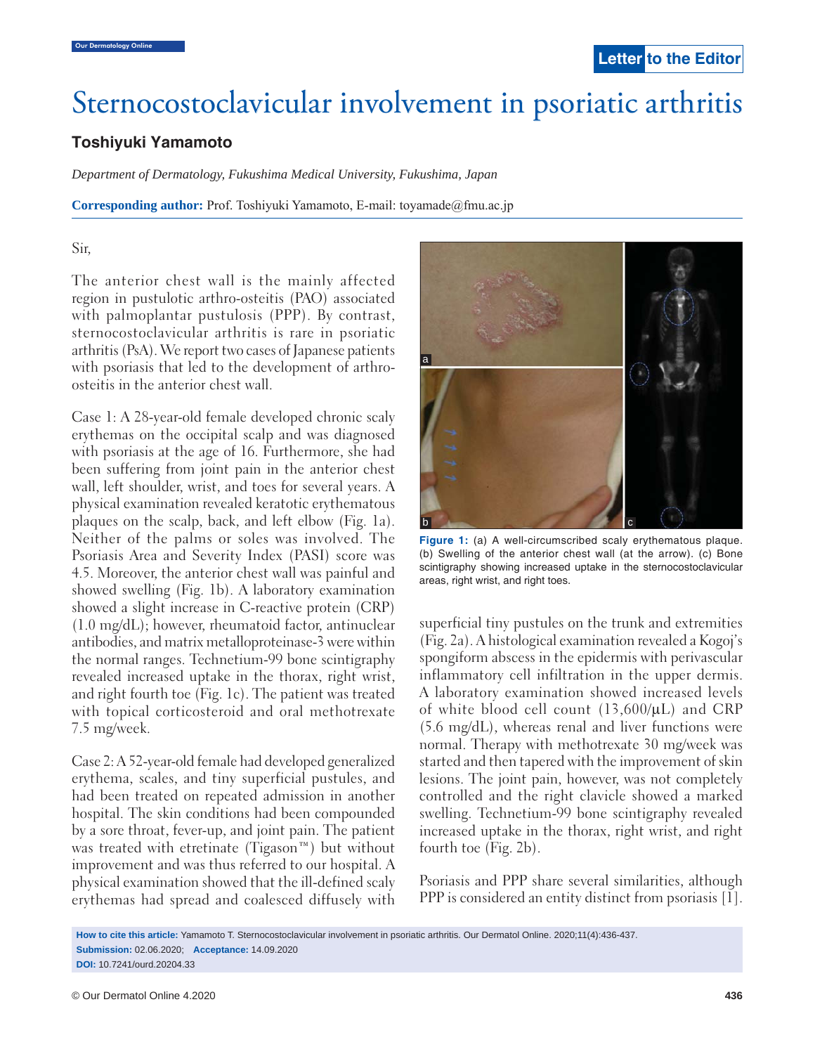Letter to the Editor

# Sternocostoclavicular involvement in psoriatic arthritis

**Toshiyuki Yamamoto**

*Department of Dermatology, Fukushima Medical University, Fukushima, Japan*

**Corresponding author:** Prof. Toshiyuki Yamamoto, E-mail: toyamade@fmu.ac.jp

Sir,

The anterior chest wall is the mainly affected region in pustulotic arthro-osteitis (PAO) associated with palmoplantar pustulosis (PPP). By contrast, sternocostoclavicular arthritis is rare in psoriatic arthritis (PsA). We report two cases of Japanese patients with psoriasis that led to the development of arthro-osteitis in the anterior chest wall.

Case 1: A 28-year-old female developed chronic scaly erythemas on the occipital scalp and was diagnosed with psoriasis at the age of 16. Furthermore, she had been suffering from joint pain in the anterior chest wall, left shoulder, wrist, and toes for several years. A physical examination revealed keratotic erythematous plaques on the scalp, back, and left elbow (Fig. 1a). Neither of the palms or soles was involved. The Psoriasis Area and Severity Index (PASI) score was 4.5. Moreover, the anterior chest wall was painful and showed swelling (Fig. 1b). A laboratory examination showed a slight increase in C-reactive protein (CRP) (1.0 mg/dL); however, rheumatoid factor, antinuclear antibodies, and matrix metalloproteinase-3 were within the normal ranges. Technetium-99 bone scintigraphy revealed increased uptake in the thorax, right wrist, and right fourth toe (Fig. 1c). The patient was treated with topical corticosteroid and oral methotrexate 7.5 mg/week.

Figure 1: (a) A well-circumscribed scaly erythematous plaque. (b) Swelling of the anterior chest wall (at the arrow). (c) Bone scintigraphy showing increased uptake in the sternocostoclavicular areas, right wrist, and right toes.

Case 2: A 52-year-old female had developed generalized erythema, scales, and tiny superficial pustules, and had been treated on repeated admission in another hospital. The skin conditions had been compounded by a sore throat, fever-up, and joint pain. The patient was treated with etretinate (Tigason™) but without improvement and was thus referred to our hospital. A physical examination showed that the ill-defined scaly erythemas had spread and coalesced diffusely with superficial tiny pustules on the trunk and extremities (Fig. 2a). A histological examination revealed a Kogoj's spongiform abscess in the epidermis with perivascular inflammatory cell infiltration in the upper dermis. A laboratory examination showed increased levels of white blood cell count (13,600/μL) and CRP (5.6 mg/dL), whereas renal and liver functions were normal. Therapy with methotrexate 30 mg/week was started and then tapered with the improvement of skin lesions. The joint pain, however, was not completely controlled and the right clavicle showed a marked swelling. Technetium-99 bone scintigraphy revealed increased uptake in the thorax, right wrist, and right fourth toe (Fig. 2b).

Psoriasis and PPP share several similarities, although PPP is considered an entity distinct from psoriasis [1].

**How to cite this article:** Yamamoto T. Sternocostoclavicular involvement in psoriatic arthritis. Our Dermatol Online. 2020;11(4):436-437.
**Submission:** 02.06.2020; **Acceptance:** 14.09.2020
**DOI:** 10.7241/ourd.20204.33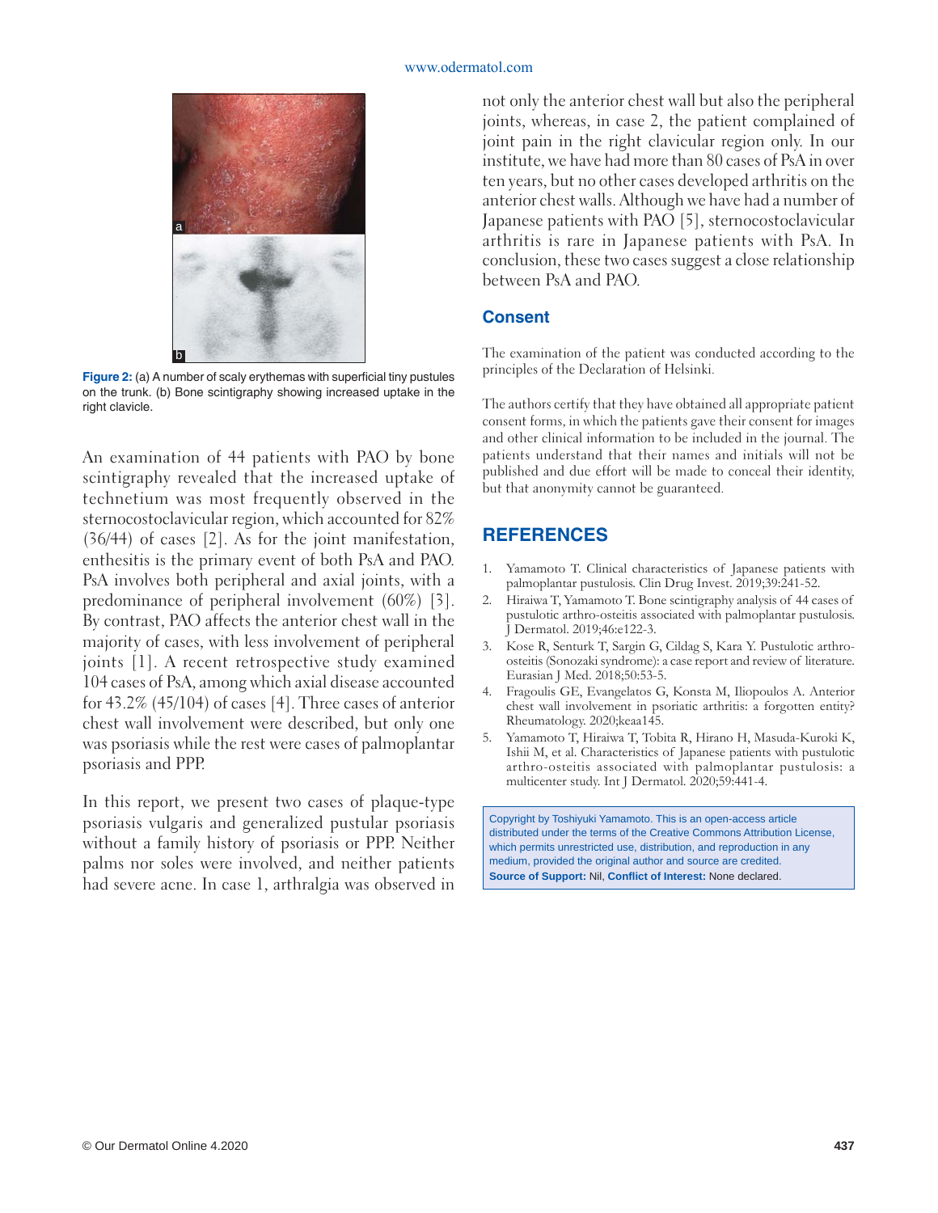Figure 2: (a) A number of scaly erythemas with superficial tiny pustules on the trunk. (b) Bone scintigraphy showing increased uptake in the right clavicle.

An examination of 44 patients with PAO by bone scintigraphy revealed that the increased uptake of technetium was most frequently observed in the sternocostoclavicular region, which accounted for 82% (36/44) of cases [2]. As for the joint manifestation, enthesitis is the primary event of both PsA and PAO. PsA involves both peripheral and axial joints, with a predominance of peripheral involvement (60%) [3]. By contrast, PAO affects the anterior chest wall in the majority of cases, with less involvement of peripheral joints [1]. A recent retrospective study examined 104 cases of PsA, among which axial disease accounted for 43.2% (45/104) of cases [4]. Three cases of anterior chest wall involvement were described, but only one was psoriasis while the rest were cases of palmoplantar psoriasis and PPP.

In this report, we present two cases of plaque-type psoriasis vulgaris and generalized pustular psoriasis without a family history of psoriasis or PPP. Neither palms nor soles were involved, and neither patients had severe acne. In case 1, arthralgia was observed in not only the anterior chest wall but also the peripheral joints, whereas, in case 2, the patient complained of joint pain in the right clavicular region only. In our institute, we have had more than 80 cases of PsA in over ten years, but no other cases developed arthritis on the anterior chest walls. Although we have had a number of Japanese patients with PAO [5], sternocostoclavicular arthritis is rare in Japanese patients with PsA. In conclusion, these two cases suggest a close relationship between PsA and PAO.

## Consent

The examination of the patient was conducted according to the principles of the Declaration of Helsinki.

The authors certify that they have obtained all appropriate patient consent forms, in which the patients gave their consent for images and other clinical information to be included in the journal. The patients understand that their names and initials will not be published and due effort will be made to conceal their identity, but that anonymity cannot be guaranteed.

## REFERENCES

1. Yamamoto T. Clinical characteristics of Japanese patients with palmoplantar pustulosis. Clin Drug Invest. 2019;39:241-52.
2. Hiraiwa T, Yamamoto T. Bone scintigraphy analysis of 44 cases of pustulotic arthro-osteitis associated with palmoplantar pustulosis. J Dermatol. 2019;46:e122-3.
3. Kose R, Senturk T, Sargin G, Cildag S, Kara Y. Pustulotic arthro-osteitis (Sonozaki syndrome): a case report and review of literature. Eurasian J Med. 2018;50:53-5.
4. Fragoulis GE, Evangelatos G, Konsta M, Iliopoulos A. Anterior chest wall involvement in psoriatic arthritis: a forgotten entity? Rheumatology. 2020;keaa145.
5. Yamamoto T, Hiraiwa T, Tobita R, Hirano H, Masuda-Kuroki K, Ishii M, et al. Characteristics of Japanese patients with pustulotic arthro-osteitis associated with palmoplantar pustulosis: a multicenter study. Int J Dermatol. 2020;59:441-4.

Copyright by Toshiyuki Yamamoto. This is an open-access article distributed under the terms of the Creative Commons Attribution License, which permits unrestricted use, distribution, and reproduction in any medium, provided the original author and source are credited.
**Source of Support:** Nil, **Conflict of Interest:** None declared.